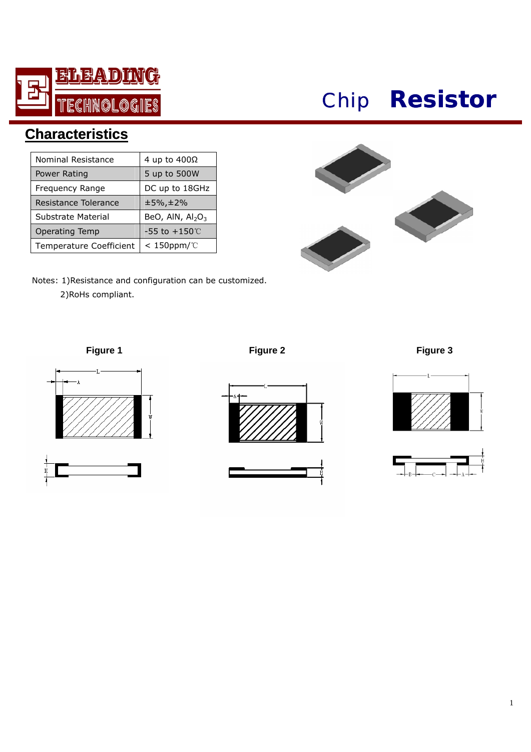# Chip Resistor

## Characteristics

| Nominal Resistance | 4 up to 400Ω |
|---|---|
| Power Rating | 5 up to 500W |
| Frequency Range | DC up to 18GHz |
| Resistance Tolerance | ±5%,±2% |
| Substrate Material | BeO, AlN, $Al_2O_3$ |
| Operating Temp | -55 to +150℃ |
| Temperature Coefficient | < 150ppm/℃ |

Notes: 1)Resistance and configuration can be customized.

2)RoHs compliant.

Figure 1

Figure 2

Figure 3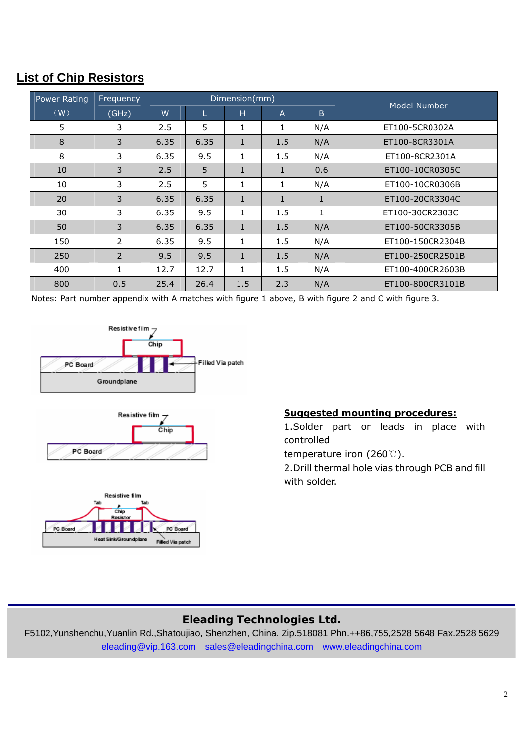## List of Chip Resistors

| Power Rating | Frequency | Dimension(mm) | | | | | Model Number |
|---|---|---|---|---|---|---|---|
| （W） | (GHz) | W | L | H | A | B | |
| 5 | 3 | 2.5 | 5 | 1 | 1 | N/A | ET100-5CR0302A |
| 8 | 3 | 6.35 | 6.35 | 1 | 1.5 | N/A | ET100-8CR3301A |
| 8 | 3 | 6.35 | 9.5 | 1 | 1.5 | N/A | ET100-8CR2301A |
| 10 | 3 | 2.5 | 5 | 1 | 1 | 0.6 | ET100-10CR0305C |
| 10 | 3 | 2.5 | 5 | 1 | 1 | N/A | ET100-10CR0306B |
| 20 | 3 | 6.35 | 6.35 | 1 | 1 | 1 | ET100-20CR3304C |
| 30 | 3 | 6.35 | 9.5 | 1 | 1.5 | 1 | ET100-30CR2303C |
| 50 | 3 | 6.35 | 6.35 | 1 | 1.5 | N/A | ET100-50CR3305B |
| 150 | 2 | 6.35 | 9.5 | 1 | 1.5 | N/A | ET100-150CR2304B |
| 250 | 2 | 9.5 | 9.5 | 1 | 1.5 | N/A | ET100-250CR2501B |
| 400 | 1 | 12.7 | 12.7 | 1 | 1.5 | N/A | ET100-400CR2603B |
| 800 | 0.5 | 25.4 | 26.4 | 1.5 | 2.3 | N/A | ET100-800CR3101B |

Notes: Part number appendix with A matches with figure 1 above, B with figure 2 and C with figure 3.

Resistive film
Chip
PC Board
Filled Via patch
Groundplane

Resistive film
Chip
PC Board

Resistive film
Tab
Tab
Chip Resistor
PC Board
PC Board
Heat Sink/Groundplane
Filled Via patch

**Suggested mounting procedures:**

1.Solder part or leads in place with controlled temperature iron (260℃).

2.Drill thermal hole vias through PCB and fill with solder.

**Eleading Technologies Ltd.**

F5102,Yunshenchu,Yuanlin Rd.,Shatoujiao, Shenzhen, China. Zip.518081 Phn.++86,755,2528 5648 Fax.2528 5629

eleading@vip.163.com sales@eleadingchina.com www.eleadingchina.com